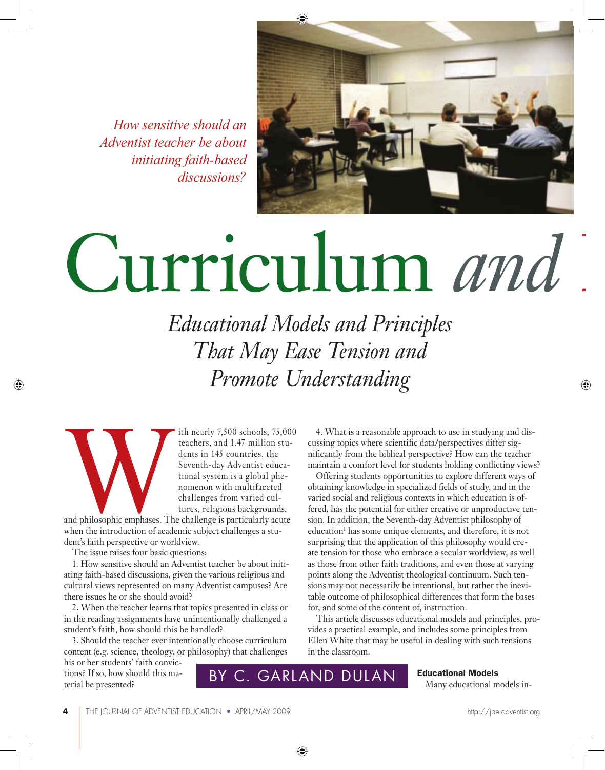*How sensitive should an Adventist teacher be about initiating faith-based discussions?*

# Curriculum *and*

## *Educational Models and Principles That May Ease Tension and Promote Understanding*

BY C. GARLAND DULAN

With nearly 7,500 schools, 75,000 teachers, and 1.47 million students in 145 countries, the Seventh-day Adventist educational system is a global phenomenon with multifaceted challenges from varied cultures, religious backgrounds, and philosophic emphases. The challenge is particularly acute when the introduction of academic subject challenges a student's faith perspective or worldview.

The issue raises four basic questions:

1. How sensitive should an Adventist teacher be about initiating faith-based discussions, given the various religious and cultural views represented on many Adventist campuses? Are there issues he or she should avoid?

2. When the teacher learns that topics presented in class or in the reading assignments have unintentionally challenged a student's faith, how should this be handled?

3. Should the teacher ever intentionally choose curriculum content (e.g. science, theology, or philosophy) that challenges his or her students' faith convictions? If so, how should this material be presented?

4. What is a reasonable approach to use in studying and discussing topics where scientific data/perspectives differ significantly from the biblical perspective? How can the teacher maintain a comfort level for students holding conflicting views?

Offering students opportunities to explore different ways of obtaining knowledge in specialized fields of study, and in the varied social and religious contexts in which education is offered, has the potential for either creative or unproductive tension. In addition, the Seventh-day Adventist philosophy of education[1] has some unique elements, and therefore, it is not surprising that the application of this philosophy would create tension for those who embrace a secular worldview, as well as those from other faith traditions, and even those at varying points along the Adventist theological continuum. Such tensions may not necessarily be intentional, but rather the inevitable outcome of philosophical differences that form the bases for, and some of the content of, instruction.

This article discusses educational models and principles, provides a practical example, and includes some principles from Ellen White that may be useful in dealing with such tensions in the classroom.

### Educational Models

Many educational models in-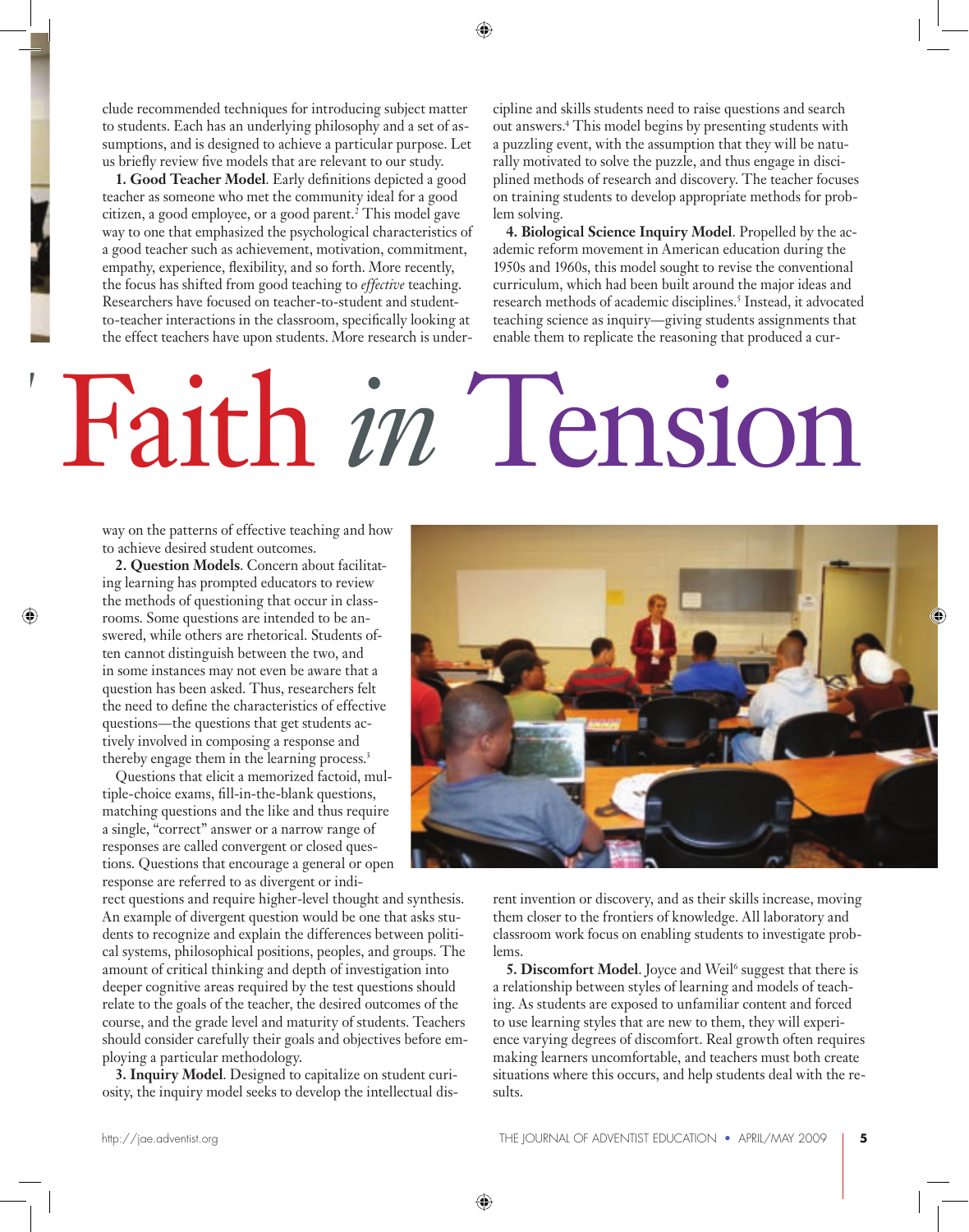clude recommended techniques for introducing subject matter to students. Each has an underlying philosophy and a set of assumptions, and is designed to achieve a particular purpose. Let us briefly review five models that are relevant to our study.

**1. Good Teacher Model**. Early definitions depicted a good teacher as someone who met the community ideal for a good citizen, a good employee, or a good parent.[2] This model gave way to one that emphasized the psychological characteristics of a good teacher such as achievement, motivation, commitment, empathy, experience, flexibility, and so forth. More recently, the focus has shifted from good teaching to *effective* teaching. Researchers have focused on teacher-to-student and student-to-teacher interactions in the classroom, specifically looking at the effect teachers have upon students. More research is underway on the patterns of effective teaching and how to achieve desired student outcomes.

**2. Question Models**. Concern about facilitating learning has prompted educators to review the methods of questioning that occur in classrooms. Some questions are intended to be answered, while others are rhetorical. Students often cannot distinguish between the two, and in some instances may not even be aware that a question has been asked. Thus, researchers felt the need to define the characteristics of effective questions—the questions that get students actively involved in composing a response and thereby engage them in the learning process.[3]

Questions that elicit a memorized factoid, multiple-choice exams, fill-in-the-blank questions, matching questions and the like and thus require a single, "correct" answer or a narrow range of responses are called convergent or closed questions. Questions that encourage a general or open response are referred to as divergent or indirect questions and require higher-level thought and synthesis. An example of divergent question would be one that asks students to recognize and explain the differences between political systems, philosophical positions, peoples, and groups. The amount of critical thinking and depth of investigation into deeper cognitive areas required by the test questions should relate to the goals of the teacher, the desired outcomes of the course, and the grade level and maturity of students. Teachers should consider carefully their goals and objectives before employing a particular methodology.

**3. Inquiry Model**. Designed to capitalize on student curiosity, the inquiry model seeks to develop the intellectual discipline and skills students need to raise questions and search out answers.[4] This model begins by presenting students with a puzzling event, with the assumption that they will be naturally motivated to solve the puzzle, and thus engage in disciplined methods of research and discovery. The teacher focuses on training students to develop appropriate methods for problem solving.

**4. Biological Science Inquiry Model**. Propelled by the academic reform movement in American education during the 1950s and 1960s, this model sought to revise the conventional curriculum, which had been built around the major ideas and research methods of academic disciplines.[5] Instead, it advocated teaching science as inquiry—giving students assignments that enable them to replicate the reasoning that produced a current invention or discovery, and as their skills increase, moving them closer to the frontiers of knowledge. All laboratory and classroom work focus on enabling students to investigate problems.

**5. Discomfort Model**. Joyce and Weil[6] suggest that there is a relationship between styles of learning and models of teaching. As students are exposed to unfamiliar content and forced to use learning styles that are new to them, they will experience varying degrees of discomfort. Real growth often requires making learners uncomfortable, and teachers must both create situations where this occurs, and help students deal with the results.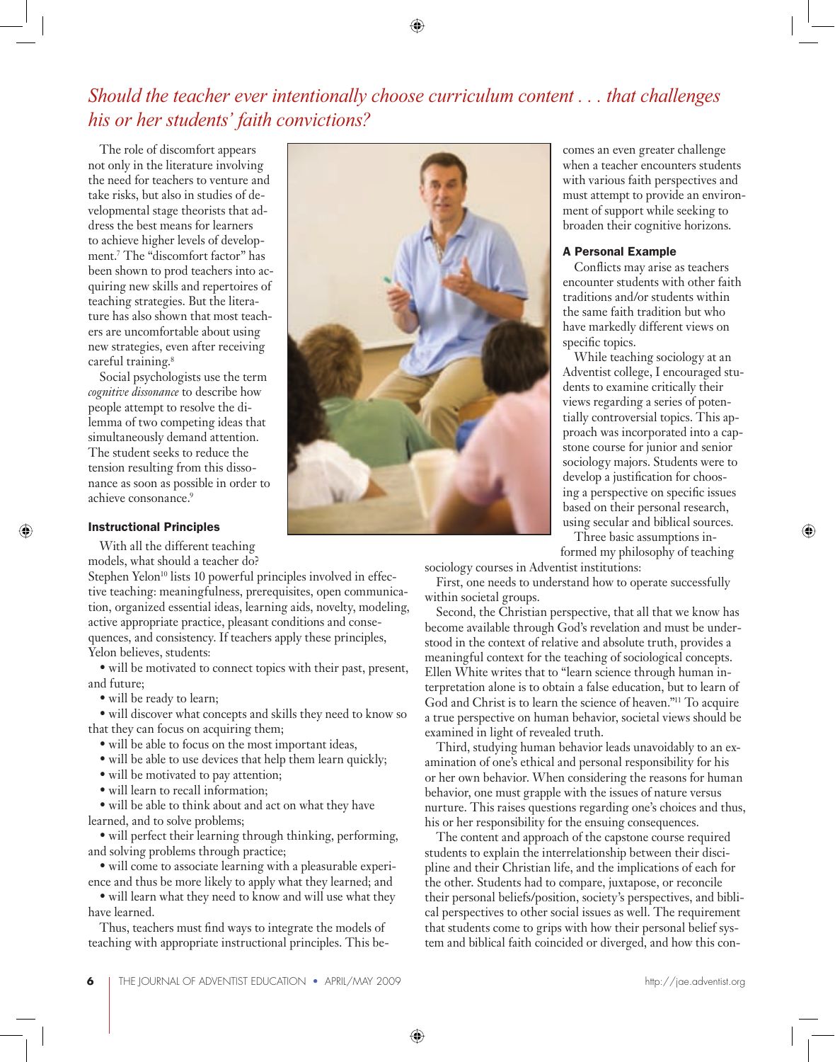*Should the teacher ever intentionally choose curriculum content . . . that challenges his or her students' faith convictions?*

The role of discomfort appears not only in the literature involving the need for teachers to venture and take risks, but also in studies of developmental stage theorists that address the best means for learners to achieve higher levels of development.[7] The "discomfort factor" has been shown to prod teachers into acquiring new skills and repertoires of teaching strategies. But the literature has also shown that most teachers are uncomfortable about using new strategies, even after receiving careful training.[8]

Social psychologists use the term *cognitive dissonance* to describe how people attempt to resolve the dilemma of two competing ideas that simultaneously demand attention. The student seeks to reduce the tension resulting from this dissonance as soon as possible in order to achieve consonance.[9]

### Instructional Principles

With all the different teaching models, what should a teacher do? Stephen Yelon[10] lists 10 powerful principles involved in effective teaching: meaningfulness, prerequisites, open communication, organized essential ideas, learning aids, novelty, modeling, active appropriate practice, pleasant conditions and consequences, and consistency. If teachers apply these principles, Yelon believes, students:

- will be motivated to connect topics with their past, present, and future;
- will be ready to learn;
- will discover what concepts and skills they need to know so that they can focus on acquiring them;
- will be able to focus on the most important ideas,
- will be able to use devices that help them learn quickly;
- will be motivated to pay attention;
- will learn to recall information;
- will be able to think about and act on what they have learned, and to solve problems;
- will perfect their learning through thinking, performing, and solving problems through practice;
- will come to associate learning with a pleasurable experience and thus be more likely to apply what they learned; and
- will learn what they need to know and will use what they have learned.

Thus, teachers must find ways to integrate the models of teaching with appropriate instructional principles. This becomes an even greater challenge when a teacher encounters students with various faith perspectives and must attempt to provide an environment of support while seeking to broaden their cognitive horizons.

### A Personal Example

Conflicts may arise as teachers encounter students with other faith traditions and/or students within the same faith tradition but who have markedly different views on specific topics.

While teaching sociology at an Adventist college, I encouraged students to examine critically their views regarding a series of potentially controversial topics. This approach was incorporated into a capstone course for junior and senior sociology majors. Students were to develop a justification for choosing a perspective on specific issues based on their personal research, using secular and biblical sources.

Three basic assumptions informed my philosophy of teaching sociology courses in Adventist institutions:

First, one needs to understand how to operate successfully within societal groups.

Second, the Christian perspective, that all that we know has become available through God's revelation and must be understood in the context of relative and absolute truth, provides a meaningful context for the teaching of sociological concepts. Ellen White writes that to "learn science through human interpretation alone is to obtain a false education, but to learn of God and Christ is to learn the science of heaven."[11] To acquire a true perspective on human behavior, societal views should be examined in light of revealed truth.

Third, studying human behavior leads unavoidably to an examination of one's ethical and personal responsibility for his or her own behavior. When considering the reasons for human behavior, one must grapple with the issues of nature versus nurture. This raises questions regarding one's choices and thus, his or her responsibility for the ensuing consequences.

The content and approach of the capstone course required students to explain the interrelationship between their discipline and their Christian life, and the implications of each for the other. Students had to compare, juxtapose, or reconcile their personal beliefs/position, society's perspectives, and biblical perspectives to other social issues as well. The requirement that students come to grips with how their personal belief system and biblical faith coincided or diverged, and how this con-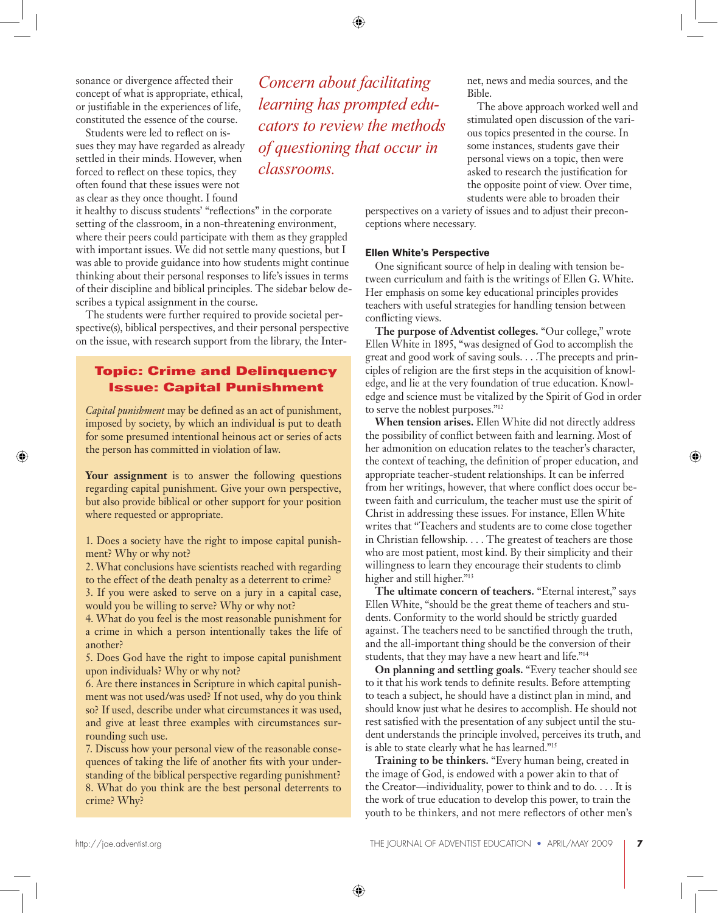sonance or divergence affected their concept of what is appropriate, ethical, or justifiable in the experiences of life, constituted the essence of the course.

Students were led to reflect on issues they may have regarded as already settled in their minds. However, when forced to reflect on these topics, they often found that these issues were not as clear as they once thought. I found it healthy to discuss students' "reflections" in the corporate setting of the classroom, in a non-threatening environment, where their peers could participate with them as they grappled with important issues. We did not settle many questions, but I was able to provide guidance into how students might continue thinking about their personal responses to life's issues in terms of their discipline and biblical principles. The sidebar below describes a typical assignment in the course.

The students were further required to provide societal perspective(s), biblical perspectives, and their personal perspective on the issue, with research support from the library, the Internet, news and media sources, and the Bible.

*Concern about facilitating learning has prompted educators to review the methods of questioning that occur in classrooms.*

The above approach worked well and stimulated open discussion of the various topics presented in the course. In some instances, students gave their personal views on a topic, then were asked to research the justification for the opposite point of view. Over time, students were able to broaden their perspectives on a variety of issues and to adjust their preconceptions where necessary.

> **Topic: Crime and Delinquency**
> **Issue: Capital Punishment**
>
> *Capital punishment* may be defined as an act of punishment, imposed by society, by which an individual is put to death for some presumed intentional heinous act or series of acts the person has committed in violation of law.
>
> **Your assignment** is to answer the following questions regarding capital punishment. Give your own perspective, but also provide biblical or other support for your position where requested or appropriate.
>
> 1. Does a society have the right to impose capital punishment? Why or why not?
> 2. What conclusions have scientists reached with regarding to the effect of the death penalty as a deterrent to crime?
> 3. If you were asked to serve on a jury in a capital case, would you be willing to serve? Why or why not?
> 4. What do you feel is the most reasonable punishment for a crime in which a person intentionally takes the life of another?
> 5. Does God have the right to impose capital punishment upon individuals? Why or why not?
> 6. Are there instances in Scripture in which capital punishment was not used/was used? If not used, why do you think so? If used, describe under what circumstances it was used, and give at least three examples with circumstances surrounding such use.
> 7. Discuss how your personal view of the reasonable consequences of taking the life of another fits with your understanding of the biblical perspective regarding punishment?
> 8. What do you think are the best personal deterrents to crime? Why?

### Ellen White's Perspective

One significant source of help in dealing with tension between curriculum and faith is the writings of Ellen G. White. Her emphasis on some key educational principles provides teachers with useful strategies for handling tension between conflicting views.

**The purpose of Adventist colleges.** "Our college," wrote Ellen White in 1895, "was designed of God to accomplish the great and good work of saving souls. . . .The precepts and principles of religion are the first steps in the acquisition of knowledge, and lie at the very foundation of true education. Knowledge and science must be vitalized by the Spirit of God in order to serve the noblest purposes."[12]

**When tension arises.** Ellen White did not directly address the possibility of conflict between faith and learning. Most of her admonition on education relates to the teacher's character, the context of teaching, the definition of proper education, and appropriate teacher-student relationships. It can be inferred from her writings, however, that where conflict does occur between faith and curriculum, the teacher must use the spirit of Christ in addressing these issues. For instance, Ellen White writes that "Teachers and students are to come close together in Christian fellowship. . . . The greatest of teachers are those who are most patient, most kind. By their simplicity and their willingness to learn they encourage their students to climb higher and still higher."[13]

**The ultimate concern of teachers.** "Eternal interest," says Ellen White, "should be the great theme of teachers and students. Conformity to the world should be strictly guarded against. The teachers need to be sanctified through the truth, and the all-important thing should be the conversion of their students, that they may have a new heart and life."[14]

**On planning and settling goals.** "Every teacher should see to it that his work tends to definite results. Before attempting to teach a subject, he should have a distinct plan in mind, and should know just what he desires to accomplish. He should not rest satisfied with the presentation of any subject until the student understands the principle involved, perceives its truth, and is able to state clearly what he has learned."[15]

**Training to be thinkers.** "Every human being, created in the image of God, is endowed with a power akin to that of the Creator—individuality, power to think and to do. . . . It is the work of true education to develop this power, to train the youth to be thinkers, and not mere reflectors of other men's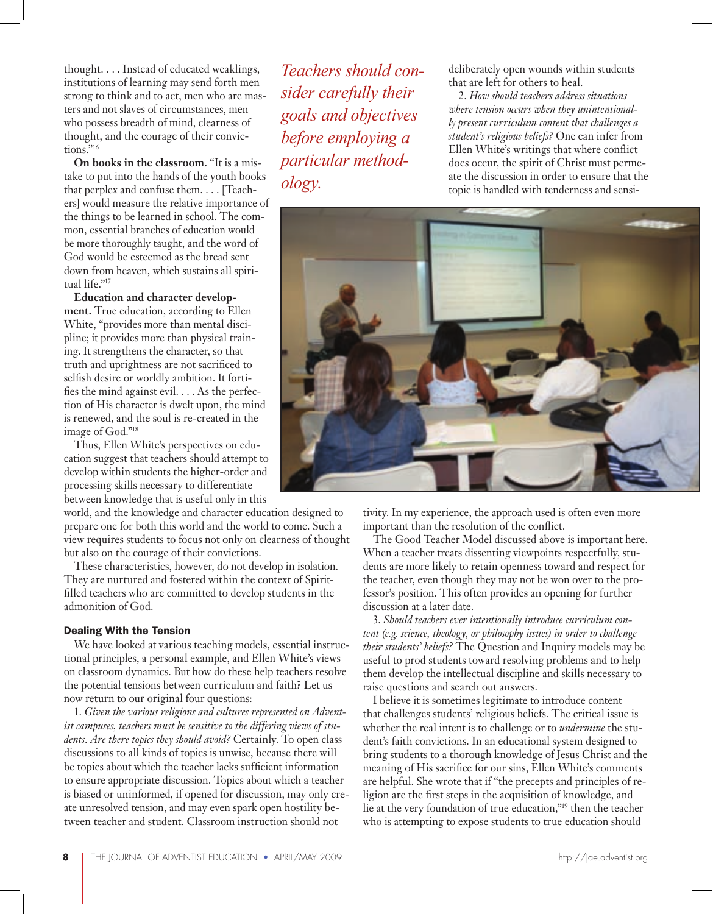thought. . . . Instead of educated weaklings, institutions of learning may send forth men strong to think and to act, men who are masters and not slaves of circumstances, men who possess breadth of mind, clearness of thought, and the courage of their convictions."[16]

**On books in the classroom.** "It is a mistake to put into the hands of the youth books that perplex and confuse them. . . . [Teachers] would measure the relative importance of the things to be learned in school. The common, essential branches of education would be more thoroughly taught, and the word of God would be esteemed as the bread sent down from heaven, which sustains all spiritual life."[17]

**Education and character development.** True education, according to Ellen White, "provides more than mental discipline; it provides more than physical training. It strengthens the character, so that truth and uprightness are not sacrificed to selfish desire or worldly ambition. It fortifies the mind against evil. . . . As the perfection of His character is dwelt upon, the mind is renewed, and the soul is re-created in the image of God."[18]

Thus, Ellen White's perspectives on education suggest that teachers should attempt to develop within students the higher-order and processing skills necessary to differentiate between knowledge that is useful only in this world, and the knowledge and character education designed to prepare one for both this world and the world to come. Such a view requires students to focus not only on clearness of thought but also on the courage of their convictions.

These characteristics, however, do not develop in isolation. They are nurtured and fostered within the context of Spirit-filled teachers who are committed to develop students in the admonition of God.

*Teachers should consider carefully their goals and objectives before employing a particular methodology.*

### Dealing With the Tension

We have looked at various teaching models, essential instructional principles, a personal example, and Ellen White's views on classroom dynamics. But how do these help teachers resolve the potential tensions between curriculum and faith? Let us now return to our original four questions:

1. *Given the various religions and cultures represented on Adventist campuses, teachers must be sensitive to the differing views of students. Are there topics they should avoid?* Certainly. To open class discussions to all kinds of topics is unwise, because there will be topics about which the teacher lacks sufficient information to ensure appropriate discussion. Topics about which a teacher is biased or uninformed, if opened for discussion, may only create unresolved tension, and may even spark open hostility between teacher and student. Classroom instruction should not deliberately open wounds within students that are left for others to heal.

2. *How should teachers address situations where tension occurs when they unintentionally present curriculum content that challenges a student's religious beliefs?* One can infer from Ellen White's writings that where conflict does occur, the spirit of Christ must permeate the discussion in order to ensure that the topic is handled with tenderness and sensitivity. In my experience, the approach used is often even more important than the resolution of the conflict.

The Good Teacher Model discussed above is important here. When a teacher treats dissenting viewpoints respectfully, students are more likely to retain openness toward and respect for the teacher, even though they may not be won over to the professor's position. This often provides an opening for further discussion at a later date.

3. *Should teachers ever intentionally introduce curriculum content (e.g. science, theology, or philosophy issues) in order to challenge their students' beliefs?* The Question and Inquiry models may be useful to prod students toward resolving problems and to help them develop the intellectual discipline and skills necessary to raise questions and search out answers.

I believe it is sometimes legitimate to introduce content that challenges students' religious beliefs. The critical issue is whether the real intent is to challenge or to *undermine* the student's faith convictions. In an educational system designed to bring students to a thorough knowledge of Jesus Christ and the meaning of His sacrifice for our sins, Ellen White's comments are helpful. She wrote that if "the precepts and principles of religion are the first steps in the acquisition of knowledge, and lie at the very foundation of true education,"[19] then the teacher who is attempting to expose students to true education should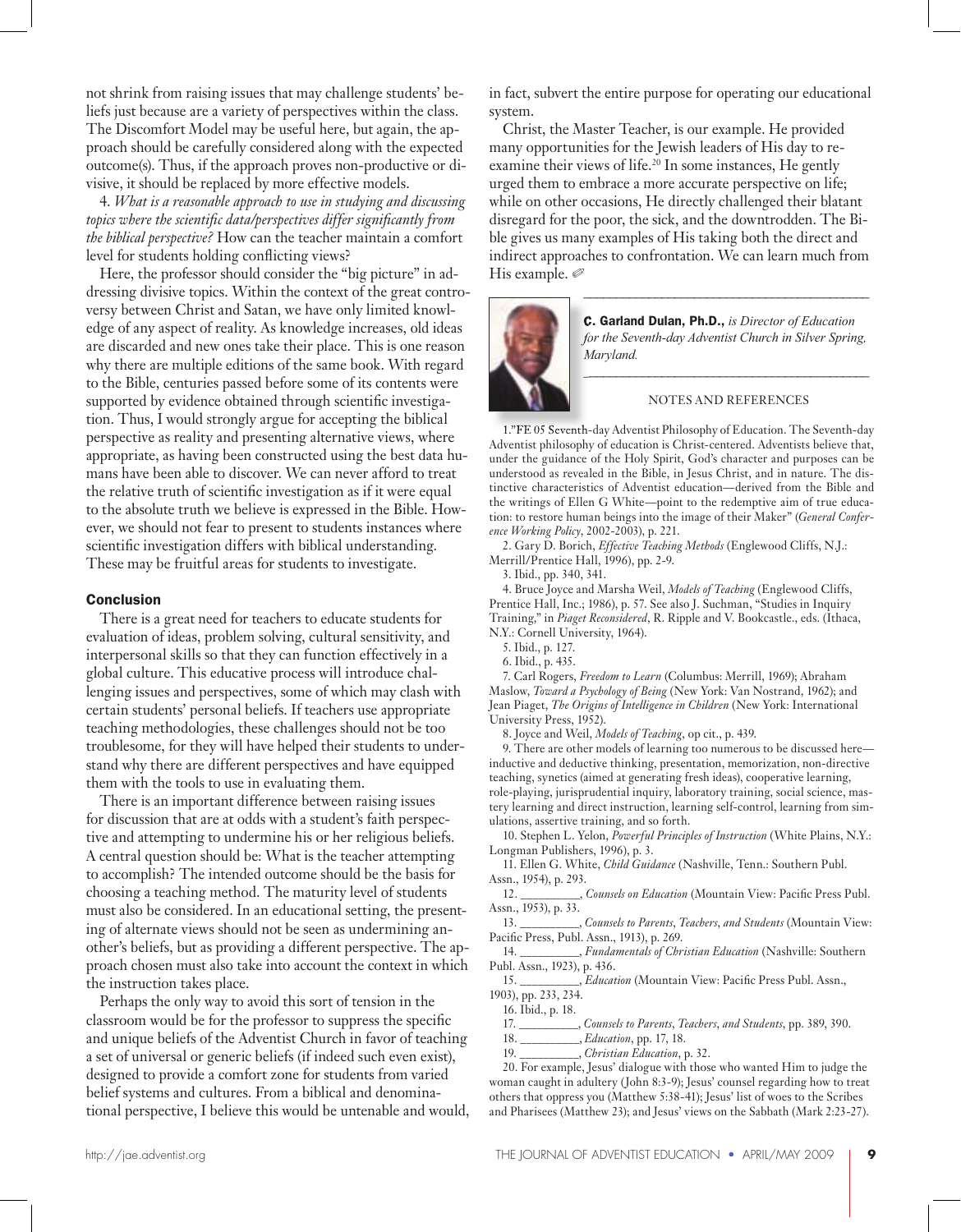not shrink from raising issues that may challenge students' beliefs just because are a variety of perspectives within the class. The Discomfort Model may be useful here, but again, the approach should be carefully considered along with the expected outcome(s). Thus, if the approach proves non-productive or divisive, it should be replaced by more effective models.

4. *What is a reasonable approach to use in studying and discussing topics where the scientific data/perspectives differ significantly from the biblical perspective?* How can the teacher maintain a comfort level for students holding conflicting views?

Here, the professor should consider the "big picture" in addressing divisive topics. Within the context of the great controversy between Christ and Satan, we have only limited knowledge of any aspect of reality. As knowledge increases, old ideas are discarded and new ones take their place. This is one reason why there are multiple editions of the same book. With regard to the Bible, centuries passed before some of its contents were supported by evidence obtained through scientific investigation. Thus, I would strongly argue for accepting the biblical perspective as reality and presenting alternative views, where appropriate, as having been constructed using the best data humans have been able to discover. We can never afford to treat the relative truth of scientific investigation as if it were equal to the absolute truth we believe is expressed in the Bible. However, we should not fear to present to students instances where scientific investigation differs with biblical understanding. These may be fruitful areas for students to investigate.

## Conclusion

There is a great need for teachers to educate students for evaluation of ideas, problem solving, cultural sensitivity, and interpersonal skills so that they can function effectively in a global culture. This educative process will introduce challenging issues and perspectives, some of which may clash with certain students' personal beliefs. If teachers use appropriate teaching methodologies, these challenges should not be too troublesome, for they will have helped their students to understand why there are different perspectives and have equipped them with the tools to use in evaluating them.

There is an important difference between raising issues for discussion that are at odds with a student's faith perspective and attempting to undermine his or her religious beliefs. A central question should be: What is the teacher attempting to accomplish? The intended outcome should be the basis for choosing a teaching method. The maturity level of students must also be considered. In an educational setting, the presenting of alternate views should not be seen as undermining another's beliefs, but as providing a different perspective. The approach chosen must also take into account the context in which the instruction takes place.

Perhaps the only way to avoid this sort of tension in the classroom would be for the professor to suppress the specific and unique beliefs of the Adventist Church in favor of teaching a set of universal or generic beliefs (if indeed such even exist), designed to provide a comfort zone for students from varied belief systems and cultures. From a biblical and denominational perspective, I believe this would be untenable and would, in fact, subvert the entire purpose for operating our educational system.

Christ, the Master Teacher, is our example. He provided many opportunities for the Jewish leaders of His day to re-examine their views of life.[20] In some instances, He gently urged them to embrace a more accurate perspective on life; while on other occasions, He directly challenged their blatant disregard for the poor, the sick, and the downtrodden. The Bible gives us many examples of His taking both the direct and indirect approaches to confrontation. We can learn much from His example. ✐

---

**C. Garland Dulan, Ph.D.,** *is Director of Education for the Seventh-day Adventist Church in Silver Spring, Maryland.*

---

### NOTES AND REFERENCES

1."FE 05 Seventh-day Adventist Philosophy of Education. The Seventh-day Adventist philosophy of education is Christ-centered. Adventists believe that, under the guidance of the Holy Spirit, God's character and purposes can be understood as revealed in the Bible, in Jesus Christ, and in nature. The distinctive characteristics of Adventist education—derived from the Bible and the writings of Ellen G White—point to the redemptive aim of true education: to restore human beings into the image of their Maker" (*General Conference Working Policy*, 2002-2003), p. 221.

2. Gary D. Borich, *Effective Teaching Methods* (Englewood Cliffs, N.J.: Merrill/Prentice Hall, 1996), pp. 2-9.

3. Ibid., pp. 340, 341.

4. Bruce Joyce and Marsha Weil, *Models of Teaching* (Englewood Cliffs, Prentice Hall, Inc.; 1986), p. 57. See also J. Suchman, "Studies in Inquiry Training," in *Piaget Reconsidered*, R. Ripple and V. Bookcastle., eds. (Ithaca, N.Y.: Cornell University, 1964).

5. Ibid., p. 127.

6. Ibid., p. 435.

7. Carl Rogers, *Freedom to Learn* (Columbus: Merrill, 1969); Abraham Maslow, *Toward a Psychology of Being* (New York: Van Nostrand, 1962); and Jean Piaget, *The Origins of Intelligence in Children* (New York: International University Press, 1952).

8. Joyce and Weil, *Models of Teaching*, op cit., p. 439.

9. There are other models of learning too numerous to be discussed here—inductive and deductive thinking, presentation, memorization, non-directive teaching, synetics (aimed at generating fresh ideas), cooperative learning, role-playing, jurisprudential inquiry, laboratory training, social science, mastery learning and direct instruction, learning self-control, learning from simulations, assertive training, and so forth.

10. Stephen L. Yelon, *Powerful Principles of Instruction* (White Plains, N.Y.: Longman Publishers, 1996), p. 3.

11. Ellen G. White, *Child Guidance* (Nashville, Tenn.: Southern Publ. Assn., 1954), p. 293.

12. __________, *Counsels on Education* (Mountain View: Pacific Press Publ. Assn., 1953), p. 33.

13. __________, *Counsels to Parents, Teachers, and Students* (Mountain View: Pacific Press, Publ. Assn., 1913), p. 269.

14. __________, *Fundamentals of Christian Education* (Nashville: Southern Publ. Assn., 1923), p. 436.

15. __________, *Education* (Mountain View: Pacific Press Publ. Assn., 1903), pp. 233, 234.

16. Ibid., p. 18.

17. __________, *Counsels to Parents, Teachers, and Students*, pp. 389, 390.

18. __________, *Education*, pp. 17, 18.

19. __________, *Christian Education*, p. 32.

20. For example, Jesus' dialogue with those who wanted Him to judge the woman caught in adultery (John 8:3-9); Jesus' counsel regarding how to treat others that oppress you (Matthew 5:38-41); Jesus' list of woes to the Scribes and Pharisees (Matthew 23); and Jesus' views on the Sabbath (Mark 2:23-27).